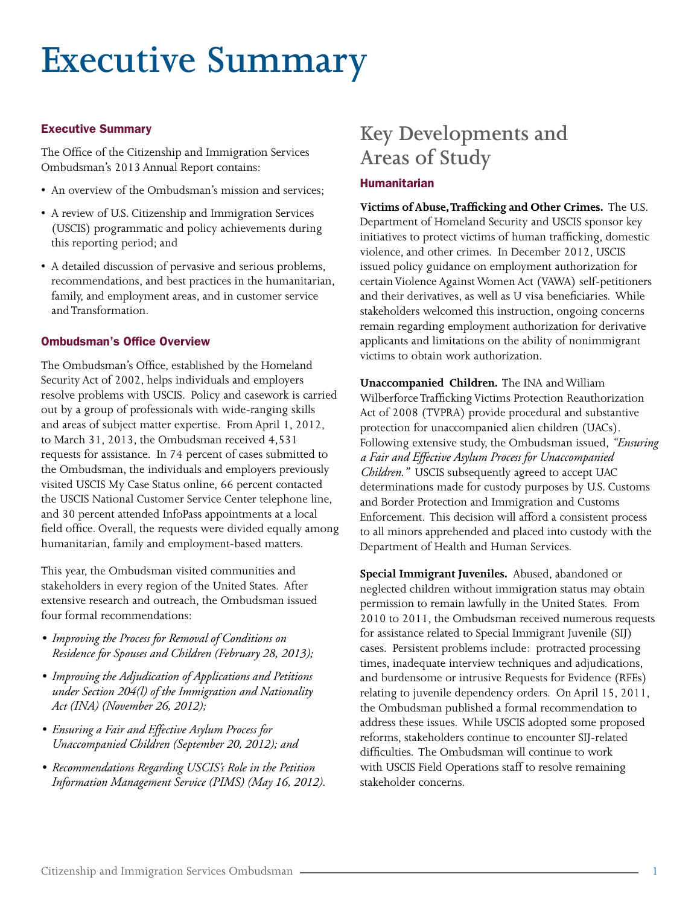# Executive Summary

## Executive Summary

The Office of the Citizenship and Immigration Services Ombudsman's 2013 Annual Report contains:

- An overview of the Ombudsman's mission and services;
- A review of U.S. Citizenship and Immigration Services (USCIS) programmatic and policy achievements during this reporting period; and
- A detailed discussion of pervasive and serious problems, recommendations, and best practices in the humanitarian, family, and employment areas, and in customer service and Transformation.

## Ombudsman's Office Overview

The Ombudsman's Office, established by the Homeland Security Act of 2002, helps individuals and employers resolve problems with USCIS. Policy and casework is carried out by a group of professionals with wide-ranging skills and areas of subject matter expertise. From April 1, 2012, to March 31, 2013, the Ombudsman received 4,531 requests for assistance. In 74 percent of cases submitted to the Ombudsman, the individuals and employers previously visited USCIS My Case Status online, 66 percent contacted the USCIS National Customer Service Center telephone line, and 30 percent attended InfoPass appointments at a local field office. Overall, the requests were divided equally among humanitarian, family and employment-based matters.

This year, the Ombudsman visited communities and stakeholders in every region of the United States. After extensive research and outreach, the Ombudsman issued four formal recommendations:

- *Improving the Process for Removal of Conditions on Residence for Spouses and Children (February 28, 2013);*
- *Improving the Adjudication of Applications and Petitions under Section 204(l) of the Immigration and Nationality Act (INA) (November 26, 2012);*
- *Ensuring a Fair and Effective Asylum Process for Unaccompanied Children (September 20, 2012); and*
- *Recommendations Regarding USCIS's Role in the Petition Information Management Service (PIMS) (May 16, 2012).*

# Key Developments and Areas of Study

## Humanitarian

**Victims of Abuse, Trafficking and Other Crimes.** The U.S. Department of Homeland Security and USCIS sponsor key initiatives to protect victims of human trafficking, domestic violence, and other crimes. In December 2012, USCIS issued policy guidance on employment authorization for certain Violence Against Women Act (VAWA) self-petitioners and their derivatives, as well as U visa beneficiaries. While stakeholders welcomed this instruction, ongoing concerns remain regarding employment authorization for derivative applicants and limitations on the ability of nonimmigrant victims to obtain work authorization.

**Unaccompanied Children.** The INA and William Wilberforce Trafficking Victims Protection Reauthorization Act of 2008 (TVPRA) provide procedural and substantive protection for unaccompanied alien children (UACs). Following extensive study, the Ombudsman issued, *"Ensuring a Fair and Effective Asylum Process for Unaccompanied Children."* USCIS subsequently agreed to accept UAC determinations made for custody purposes by U.S. Customs and Border Protection and Immigration and Customs Enforcement. This decision will afford a consistent process to all minors apprehended and placed into custody with the Department of Health and Human Services.

**Special Immigrant Juveniles.** Abused, abandoned or neglected children without immigration status may obtain permission to remain lawfully in the United States. From 2010 to 2011, the Ombudsman received numerous requests for assistance related to Special Immigrant Juvenile (SIJ) cases. Persistent problems include: protracted processing times, inadequate interview techniques and adjudications, and burdensome or intrusive Requests for Evidence (RFEs) relating to juvenile dependency orders. On April 15, 2011, the Ombudsman published a formal recommendation to address these issues. While USCIS adopted some proposed reforms, stakeholders continue to encounter SIJ-related difficulties. The Ombudsman will continue to work with USCIS Field Operations staff to resolve remaining stakeholder concerns.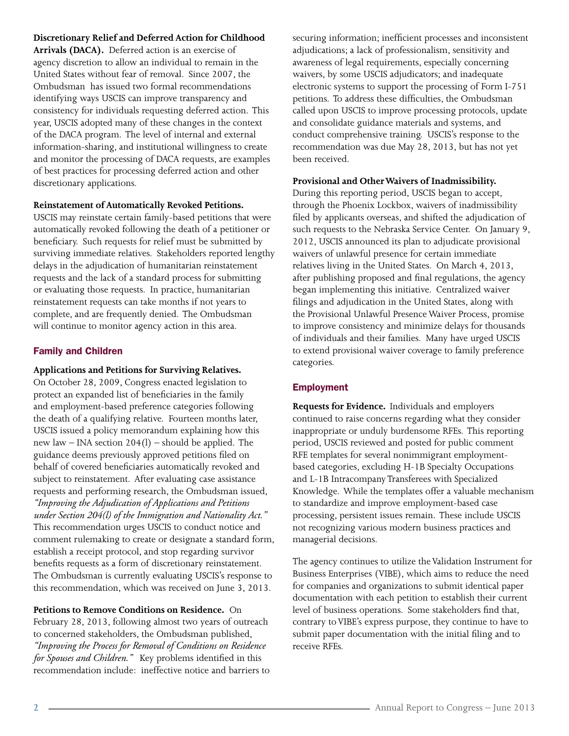**Discretionary Relief and Deferred Action for Childhood Arrivals (DACA).** Deferred action is an exercise of agency discretion to allow an individual to remain in the United States without fear of removal. Since 2007, the Ombudsman has issued two formal recommendations identifying ways USCIS can improve transparency and consistency for individuals requesting deferred action. This year, USCIS adopted many of these changes in the context of the DACA program. The level of internal and external information-sharing, and institutional willingness to create and monitor the processing of DACA requests, are examples of best practices for processing deferred action and other discretionary applications.

**Reinstatement of Automatically Revoked Petitions.** USCIS may reinstate certain family-based petitions that were automatically revoked following the death of a petitioner or beneficiary. Such requests for relief must be submitted by surviving immediate relatives. Stakeholders reported lengthy delays in the adjudication of humanitarian reinstatement requests and the lack of a standard process for submitting or evaluating those requests. In practice, humanitarian reinstatement requests can take months if not years to complete, and are frequently denied. The Ombudsman will continue to monitor agency action in this area.

## Family and Children

**Applications and Petitions for Surviving Relatives.** On October 28, 2009, Congress enacted legislation to protect an expanded list of beneficiaries in the family and employment-based preference categories following the death of a qualifying relative. Fourteen months later, USCIS issued a policy memorandum explaining how this new law – INA section 204(l) – should be applied. The guidance deems previously approved petitions filed on behalf of covered beneficiaries automatically revoked and subject to reinstatement. After evaluating case assistance requests and performing research, the Ombudsman issued, *"Improving the Adjudication of Applications and Petitions under Section 204(l) of the Immigration and Nationality Act."* This recommendation urges USCIS to conduct notice and comment rulemaking to create or designate a standard form, establish a receipt protocol, and stop regarding survivor benefits requests as a form of discretionary reinstatement. The Ombudsman is currently evaluating USCIS's response to this recommendation, which was received on June 3, 2013.

**Petitions to Remove Conditions on Residence.** On February 28, 2013, following almost two years of outreach to concerned stakeholders, the Ombudsman published, *"Improving the Process for Removal of Conditions on Residence for Spouses and Children."* Key problems identified in this recommendation include: ineffective notice and barriers to securing information; inefficient processes and inconsistent adjudications; a lack of professionalism, sensitivity and awareness of legal requirements, especially concerning waivers, by some USCIS adjudicators; and inadequate electronic systems to support the processing of Form I-751 petitions. To address these difficulties, the Ombudsman called upon USCIS to improve processing protocols, update and consolidate guidance materials and systems, and conduct comprehensive training. USCIS's response to the recommendation was due May 28, 2013, but has not yet been received.

**Provisional and Other Waivers of Inadmissibility.** During this reporting period, USCIS began to accept, through the Phoenix Lockbox, waivers of inadmissibility filed by applicants overseas, and shifted the adjudication of such requests to the Nebraska Service Center. On January 9, 2012, USCIS announced its plan to adjudicate provisional waivers of unlawful presence for certain immediate relatives living in the United States. On March 4, 2013, after publishing proposed and final regulations, the agency began implementing this initiative. Centralized waiver filings and adjudication in the United States, along with the Provisional Unlawful Presence Waiver Process, promise to improve consistency and minimize delays for thousands of individuals and their families. Many have urged USCIS to extend provisional waiver coverage to family preference categories.

## Employment

**Requests for Evidence.** Individuals and employers continued to raise concerns regarding what they consider inappropriate or unduly burdensome RFEs. This reporting period, USCIS reviewed and posted for public comment RFE templates for several nonimmigrant employment-based categories, excluding H-1B Specialty Occupations and L-1B Intracompany Transferees with Specialized Knowledge. While the templates offer a valuable mechanism to standardize and improve employment-based case processing, persistent issues remain. These include USCIS not recognizing various modern business practices and managerial decisions.

The agency continues to utilize the Validation Instrument for Business Enterprises (VIBE), which aims to reduce the need for companies and organizations to submit identical paper documentation with each petition to establish their current level of business operations. Some stakeholders find that, contrary to VIBE's express purpose, they continue to have to submit paper documentation with the initial filing and to receive RFEs.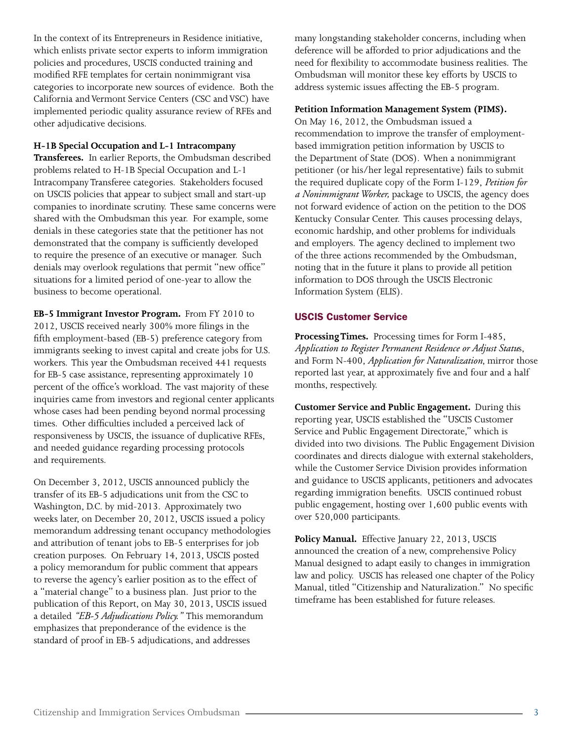In the context of its Entrepreneurs in Residence initiative, which enlists private sector experts to inform immigration policies and procedures, USCIS conducted training and modified RFE templates for certain nonimmigrant visa categories to incorporate new sources of evidence. Both the California and Vermont Service Centers (CSC and VSC) have implemented periodic quality assurance review of RFEs and other adjudicative decisions.

**H-1B Special Occupation and L-1 Intracompany Transferees.** In earlier Reports, the Ombudsman described problems related to H-1B Special Occupation and L-1 Intracompany Transferee categories. Stakeholders focused on USCIS policies that appear to subject small and start-up companies to inordinate scrutiny. These same concerns were shared with the Ombudsman this year. For example, some denials in these categories state that the petitioner has not demonstrated that the company is sufficiently developed to require the presence of an executive or manager. Such denials may overlook regulations that permit "new office" situations for a limited period of one-year to allow the business to become operational.

**EB-5 Immigrant Investor Program.** From FY 2010 to 2012, USCIS received nearly 300% more filings in the fifth employment-based (EB-5) preference category from immigrants seeking to invest capital and create jobs for U.S. workers. This year the Ombudsman received 441 requests for EB-5 case assistance, representing approximately 10 percent of the office's workload. The vast majority of these inquiries came from investors and regional center applicants whose cases had been pending beyond normal processing times. Other difficulties included a perceived lack of responsiveness by USCIS, the issuance of duplicative RFEs, and needed guidance regarding processing protocols and requirements.

On December 3, 2012, USCIS announced publicly the transfer of its EB-5 adjudications unit from the CSC to Washington, D.C. by mid-2013. Approximately two weeks later, on December 20, 2012, USCIS issued a policy memorandum addressing tenant occupancy methodologies and attribution of tenant jobs to EB-5 enterprises for job creation purposes. On February 14, 2013, USCIS posted a policy memorandum for public comment that appears to reverse the agency's earlier position as to the effect of a "material change" to a business plan. Just prior to the publication of this Report, on May 30, 2013, USCIS issued a detailed *"EB-5 Adjudications Policy."* This memorandum emphasizes that preponderance of the evidence is the standard of proof in EB-5 adjudications, and addresses many longstanding stakeholder concerns, including when deference will be afforded to prior adjudications and the need for flexibility to accommodate business realities. The Ombudsman will monitor these key efforts by USCIS to address systemic issues affecting the EB-5 program.

**Petition Information Management System (PIMS).** On May 16, 2012, the Ombudsman issued a recommendation to improve the transfer of employment-based immigration petition information by USCIS to the Department of State (DOS). When a nonimmigrant petitioner (or his/her legal representative) fails to submit the required duplicate copy of the Form I-129, *Petition for a Nonimmigrant Worker,* package to USCIS, the agency does not forward evidence of action on the petition to the DOS Kentucky Consular Center. This causes processing delays, economic hardship, and other problems for individuals and employers. The agency declined to implement two of the three actions recommended by the Ombudsman, noting that in the future it plans to provide all petition information to DOS through the USCIS Electronic Information System (ELIS).

## USCIS Customer Service

**Processing Times.** Processing times for Form I-485, *Application to Register Permanent Residence or Adjust Status*, and Form N-400, *Application for Naturalization*, mirror those reported last year, at approximately five and four and a half months, respectively.

**Customer Service and Public Engagement.** During this reporting year, USCIS established the "USCIS Customer Service and Public Engagement Directorate," which is divided into two divisions. The Public Engagement Division coordinates and directs dialogue with external stakeholders, while the Customer Service Division provides information and guidance to USCIS applicants, petitioners and advocates regarding immigration benefits. USCIS continued robust public engagement, hosting over 1,600 public events with over 520,000 participants.

**Policy Manual.** Effective January 22, 2013, USCIS announced the creation of a new, comprehensive Policy Manual designed to adapt easily to changes in immigration law and policy. USCIS has released one chapter of the Policy Manual, titled "Citizenship and Naturalization." No specific timeframe has been established for future releases.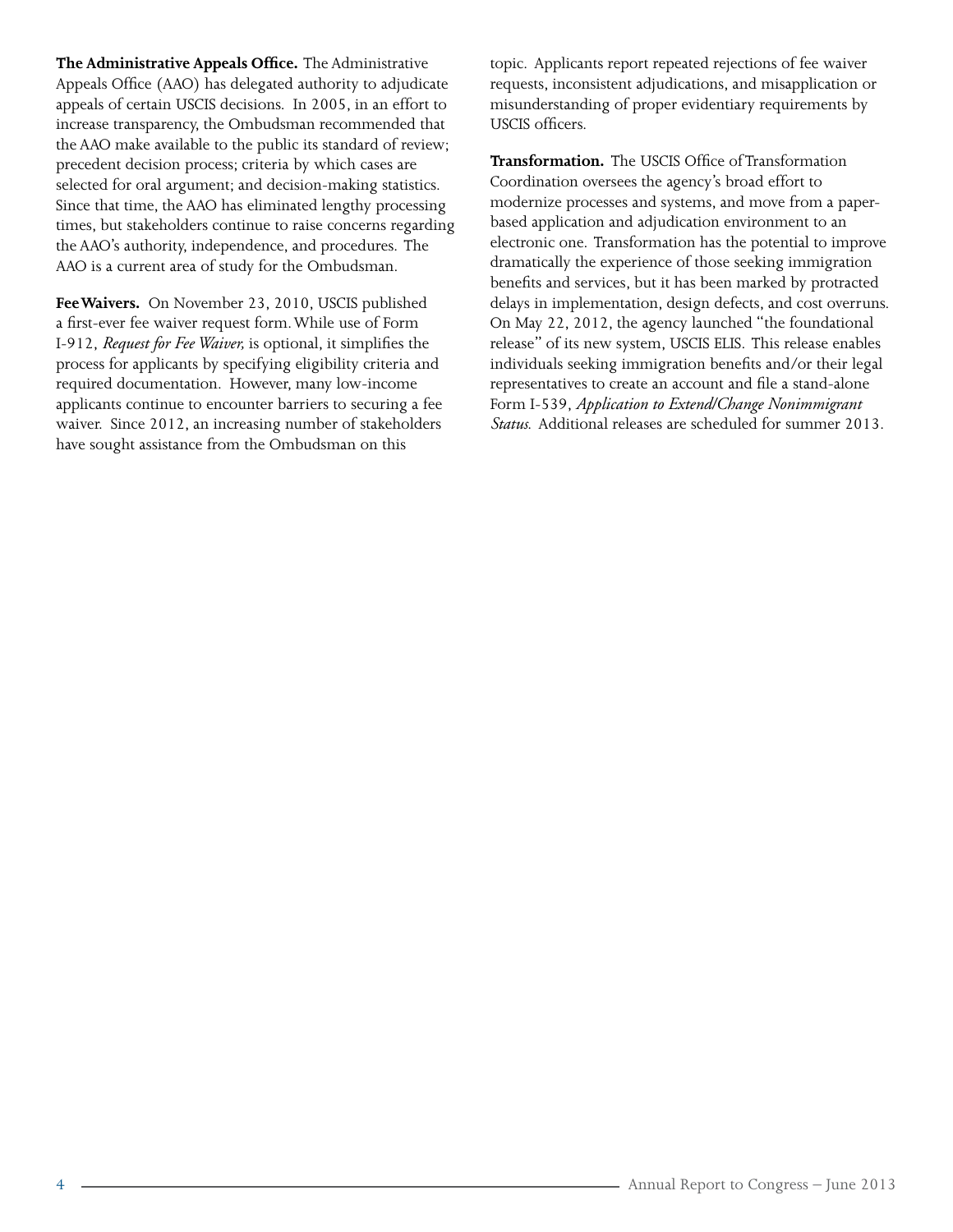**The Administrative Appeals Office.** The Administrative Appeals Office (AAO) has delegated authority to adjudicate appeals of certain USCIS decisions. In 2005, in an effort to increase transparency, the Ombudsman recommended that the AAO make available to the public its standard of review; precedent decision process; criteria by which cases are selected for oral argument; and decision-making statistics. Since that time, the AAO has eliminated lengthy processing times, but stakeholders continue to raise concerns regarding the AAO's authority, independence, and procedures. The AAO is a current area of study for the Ombudsman.

**Fee Waivers.** On November 23, 2010, USCIS published a first-ever fee waiver request form. While use of Form I-912, *Request for Fee Waiver,* is optional, it simplifies the process for applicants by specifying eligibility criteria and required documentation. However, many low-income applicants continue to encounter barriers to securing a fee waiver. Since 2012, an increasing number of stakeholders have sought assistance from the Ombudsman on this topic. Applicants report repeated rejections of fee waiver requests, inconsistent adjudications, and misapplication or misunderstanding of proper evidentiary requirements by USCIS officers.

**Transformation.** The USCIS Office of Transformation Coordination oversees the agency's broad effort to modernize processes and systems, and move from a paper-based application and adjudication environment to an electronic one. Transformation has the potential to improve dramatically the experience of those seeking immigration benefits and services, but it has been marked by protracted delays in implementation, design defects, and cost overruns. On May 22, 2012, the agency launched "the foundational release" of its new system, USCIS ELIS. This release enables individuals seeking immigration benefits and/or their legal representatives to create an account and file a stand-alone Form I-539, *Application to Extend/Change Nonimmigrant Status.* Additional releases are scheduled for summer 2013.